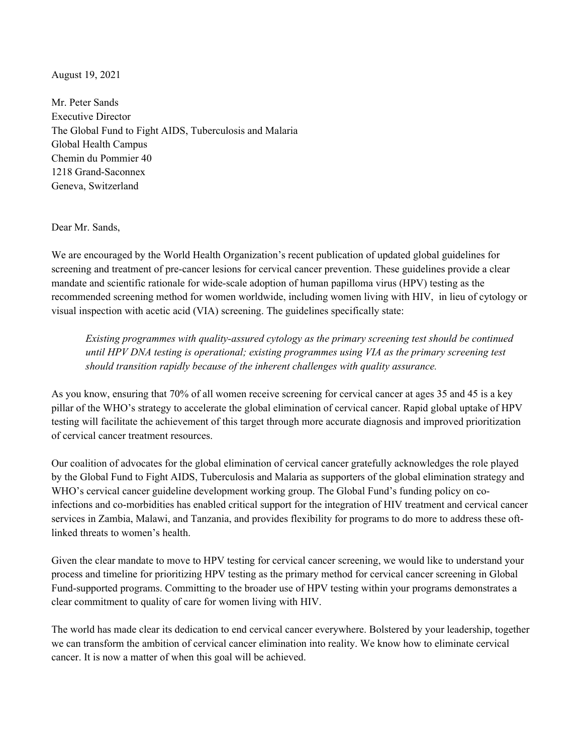August 19, 2021

Mr. Peter Sands
Executive Director
The Global Fund to Fight AIDS, Tuberculosis and Malaria
Global Health Campus
Chemin du Pommier 40
1218 Grand-Saconnex
Geneva, Switzerland

Dear Mr. Sands,

We are encouraged by the World Health Organization's recent publication of updated global guidelines for screening and treatment of pre-cancer lesions for cervical cancer prevention. These guidelines provide a clear mandate and scientific rationale for wide-scale adoption of human papilloma virus (HPV) testing as the recommended screening method for women worldwide, including women living with HIV, in lieu of cytology or visual inspection with acetic acid (VIA) screening. The guidelines specifically state:

> *Existing programmes with quality-assured cytology as the primary screening test should be continued until HPV DNA testing is operational; existing programmes using VIA as the primary screening test should transition rapidly because of the inherent challenges with quality assurance.*

As you know, ensuring that 70% of all women receive screening for cervical cancer at ages 35 and 45 is a key pillar of the WHO's strategy to accelerate the global elimination of cervical cancer. Rapid global uptake of HPV testing will facilitate the achievement of this target through more accurate diagnosis and improved prioritization of cervical cancer treatment resources.

Our coalition of advocates for the global elimination of cervical cancer gratefully acknowledges the role played by the Global Fund to Fight AIDS, Tuberculosis and Malaria as supporters of the global elimination strategy and WHO's cervical cancer guideline development working group. The Global Fund's funding policy on co-infections and co-morbidities has enabled critical support for the integration of HIV treatment and cervical cancer services in Zambia, Malawi, and Tanzania, and provides flexibility for programs to do more to address these oft-linked threats to women's health.

Given the clear mandate to move to HPV testing for cervical cancer screening, we would like to understand your process and timeline for prioritizing HPV testing as the primary method for cervical cancer screening in Global Fund-supported programs. Committing to the broader use of HPV testing within your programs demonstrates a clear commitment to quality of care for women living with HIV.

The world has made clear its dedication to end cervical cancer everywhere. Bolstered by your leadership, together we can transform the ambition of cervical cancer elimination into reality. We know how to eliminate cervical cancer. It is now a matter of when this goal will be achieved.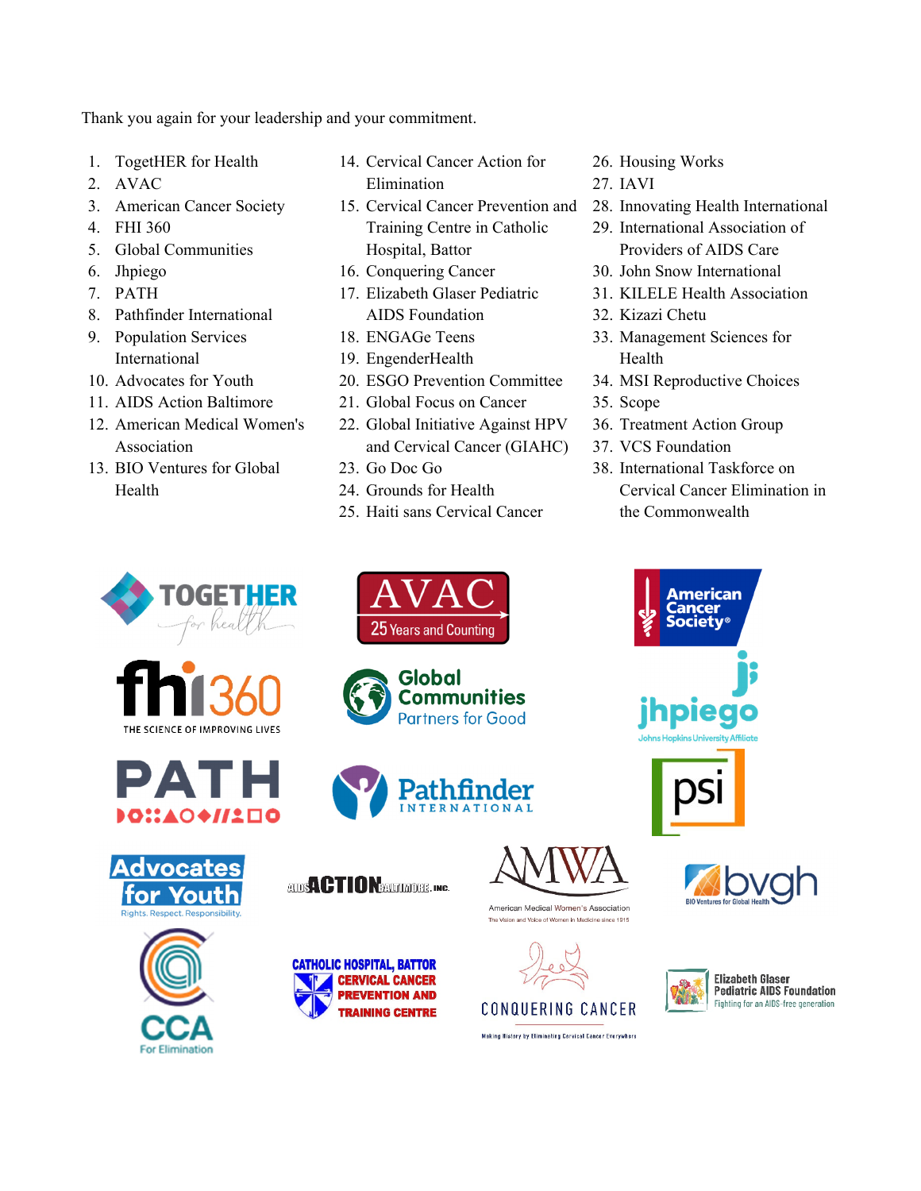Thank you again for your leadership and your commitment.

1. TogetHER for Health
2. AVAC
3. American Cancer Society
4. FHI 360
5. Global Communities
6. Jhpiego
7. PATH
8. Pathfinder International
9. Population Services International
10. Advocates for Youth
11. AIDS Action Baltimore
12. American Medical Women's Association
13. BIO Ventures for Global Health
14. Cervical Cancer Action for Elimination
15. Cervical Cancer Prevention and Training Centre in Catholic Hospital, Battor
16. Conquering Cancer
17. Elizabeth Glaser Pediatric AIDS Foundation
18. ENGAGe Teens
19. EngenderHealth
20. ESGO Prevention Committee
21. Global Focus on Cancer
22. Global Initiative Against HPV and Cervical Cancer (GIAHC)
23. Go Doc Go
24. Grounds for Health
25. Haiti sans Cervical Cancer
26. Housing Works
27. IAVI
28. Innovating Health International
29. International Association of Providers of AIDS Care
30. John Snow International
31. KILELE Health Association
32. Kizazi Chetu
33. Management Sciences for Health
34. MSI Reproductive Choices
35. Scope
36. Treatment Action Group
37. VCS Foundation
38. International Taskforce on Cervical Cancer Elimination in the Commonwealth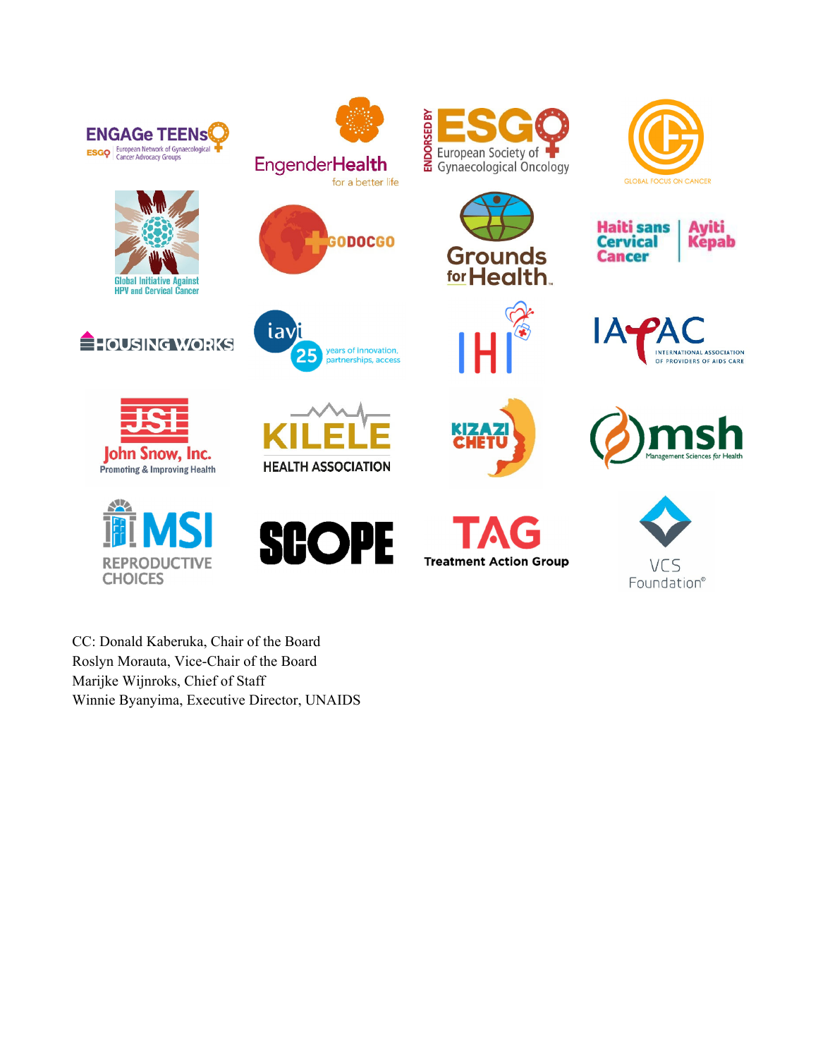CC: Donald Kaberuka, Chair of the Board
Roslyn Morauta, Vice-Chair of the Board
Marijke Wijnroks, Chief of Staff
Winnie Byanyima, Executive Director, UNAIDS